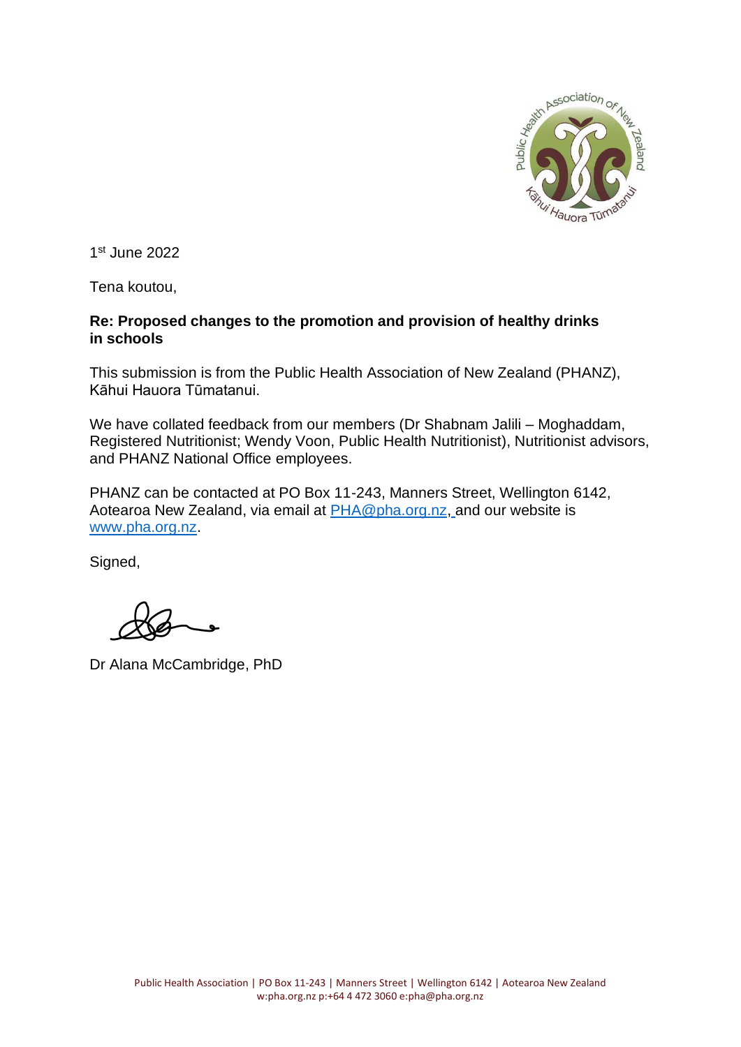1st June 2022

Tena koutou,

**Re: Proposed changes to the promotion and provision of healthy drinks in schools**

This submission is from the Public Health Association of New Zealand (PHANZ), Kāhui Hauora Tūmatanui.

We have collated feedback from our members (Dr Shabnam Jalili – Moghaddam, Registered Nutritionist; Wendy Voon, Public Health Nutritionist), Nutritionist advisors, and PHANZ National Office employees.

PHANZ can be contacted at PO Box 11-243, Manners Street, Wellington 6142, Aotearoa New Zealand, via email at PHA@pha.org.nz, and our website is www.pha.org.nz.

Signed,

Dr Alana McCambridge, PhD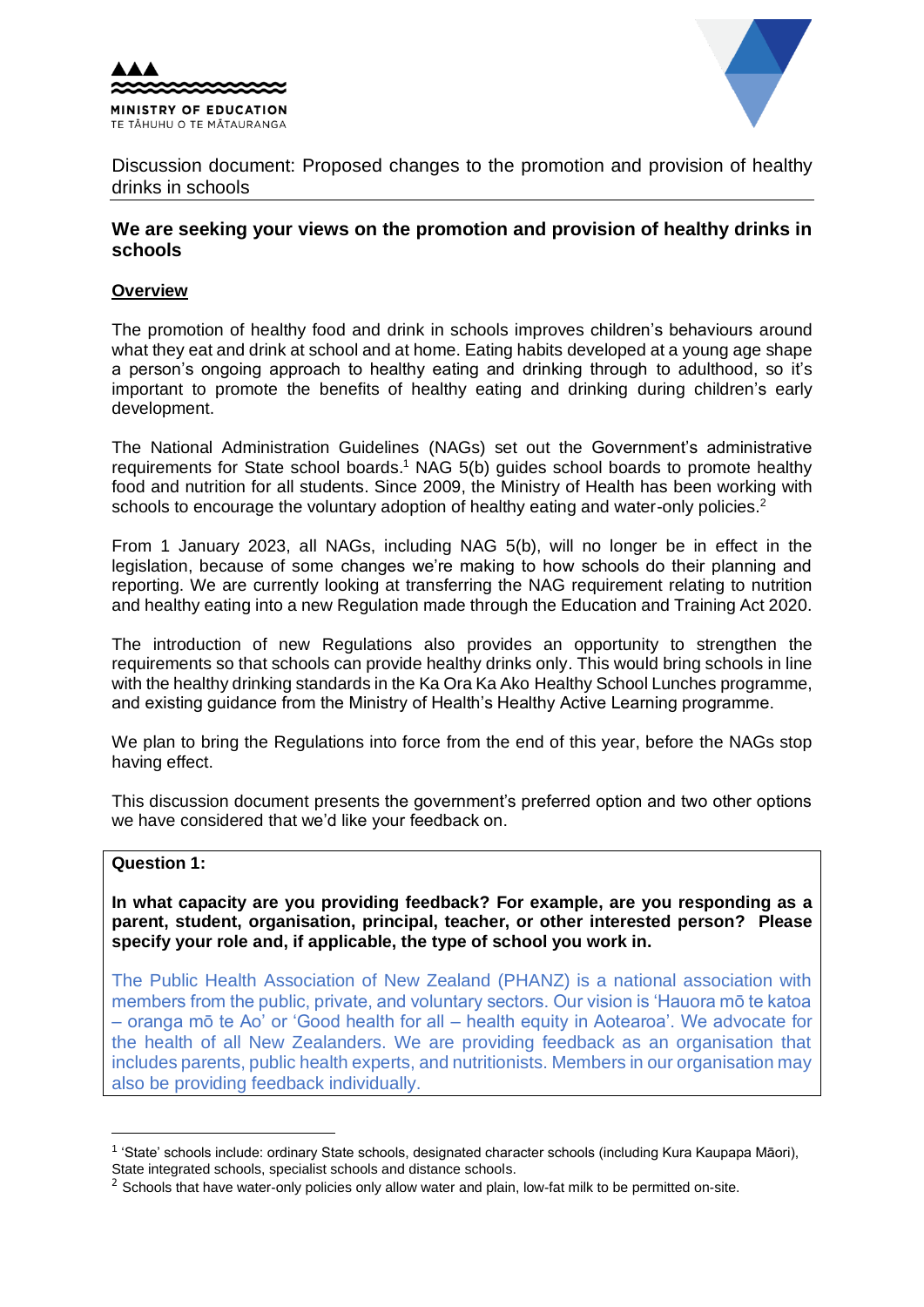MINISTRY OF EDUCATION
TE TĀHUHU O TE MĀTAURANGA

Discussion document: Proposed changes to the promotion and provision of healthy drinks in schools

## We are seeking your views on the promotion and provision of healthy drinks in schools

### Overview

The promotion of healthy food and drink in schools improves children's behaviours around what they eat and drink at school and at home. Eating habits developed at a young age shape a person's ongoing approach to healthy eating and drinking through to adulthood, so it's important to promote the benefits of healthy eating and drinking during children's early development.

The National Administration Guidelines (NAGs) set out the Government's administrative requirements for State school boards.[1] NAG 5(b) guides school boards to promote healthy food and nutrition for all students. Since 2009, the Ministry of Health has been working with schools to encourage the voluntary adoption of healthy eating and water-only policies.[2]

From 1 January 2023, all NAGs, including NAG 5(b), will no longer be in effect in the legislation, because of some changes we're making to how schools do their planning and reporting. We are currently looking at transferring the NAG requirement relating to nutrition and healthy eating into a new Regulation made through the Education and Training Act 2020.

The introduction of new Regulations also provides an opportunity to strengthen the requirements so that schools can provide healthy drinks only. This would bring schools in line with the healthy drinking standards in the Ka Ora Ka Ako Healthy School Lunches programme, and existing guidance from the Ministry of Health's Healthy Active Learning programme.

We plan to bring the Regulations into force from the end of this year, before the NAGs stop having effect.

This discussion document presents the government's preferred option and two other options we have considered that we'd like your feedback on.

**Question 1:**

**In what capacity are you providing feedback? For example, are you responding as a parent, student, organisation, principal, teacher, or other interested person? Please specify your role and, if applicable, the type of school you work in.**

The Public Health Association of New Zealand (PHANZ) is a national association with members from the public, private, and voluntary sectors. Our vision is 'Hauora mō te katoa – oranga mō te Ao' or 'Good health for all – health equity in Aotearoa'. We advocate for the health of all New Zealanders. We are providing feedback as an organisation that includes parents, public health experts, and nutritionists. Members in our organisation may also be providing feedback individually.

---

[1] 'State' schools include: ordinary State schools, designated character schools (including Kura Kaupapa Māori), State integrated schools, specialist schools and distance schools.

[2] Schools that have water-only policies only allow water and plain, low-fat milk to be permitted on-site.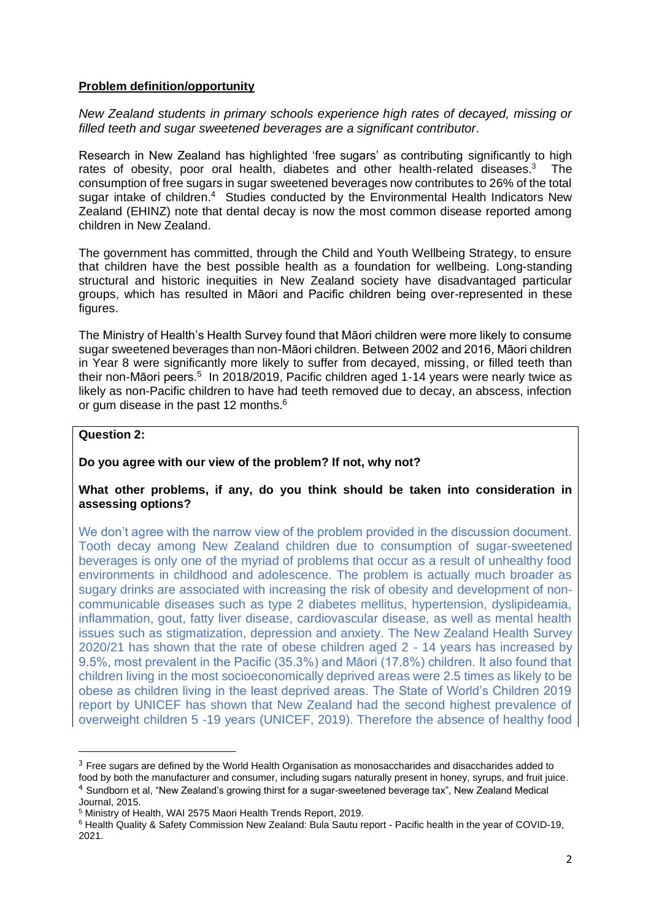**Problem definition/opportunity**

*New Zealand students in primary schools experience high rates of decayed, missing or filled teeth and sugar sweetened beverages are a significant contributor.*

Research in New Zealand has highlighted 'free sugars' as contributing significantly to high rates of obesity, poor oral health, diabetes and other health-related diseases.[3] The consumption of free sugars in sugar sweetened beverages now contributes to 26% of the total sugar intake of children.[4] Studies conducted by the Environmental Health Indicators New Zealand (EHINZ) note that dental decay is now the most common disease reported among children in New Zealand.

The government has committed, through the Child and Youth Wellbeing Strategy, to ensure that children have the best possible health as a foundation for wellbeing. Long-standing structural and historic inequities in New Zealand society have disadvantaged particular groups, which has resulted in Māori and Pacific children being over-represented in these figures.

The Ministry of Health's Health Survey found that Māori children were more likely to consume sugar sweetened beverages than non-Māori children. Between 2002 and 2016, Māori children in Year 8 were significantly more likely to suffer from decayed, missing, or filled teeth than their non-Māori peers.[5] In 2018/2019, Pacific children aged 1-14 years were nearly twice as likely as non-Pacific children to have had teeth removed due to decay, an abscess, infection or gum disease in the past 12 months.[6]

**Question 2:**

**Do you agree with our view of the problem? If not, why not?**

**What other problems, if any, do you think should be taken into consideration in assessing options?**

We don't agree with the narrow view of the problem provided in the discussion document. Tooth decay among New Zealand children due to consumption of sugar-sweetened beverages is only one of the myriad of problems that occur as a result of unhealthy food environments in childhood and adolescence. The problem is actually much broader as sugary drinks are associated with increasing the risk of obesity and development of non-communicable diseases such as type 2 diabetes mellitus, hypertension, dyslipideamia, inflammation, gout, fatty liver disease, cardiovascular disease, as well as mental health issues such as stigmatization, depression and anxiety. The New Zealand Health Survey 2020/21 has shown that the rate of obese children aged 2 - 14 years has increased by 9.5%, most prevalent in the Pacific (35.3%) and Māori (17.8%) children. It also found that children living in the most socioeconomically deprived areas were 2.5 times as likely to be obese as children living in the least deprived areas. The State of World's Children 2019 report by UNICEF has shown that New Zealand had the second highest prevalence of overweight children 5 -19 years (UNICEF, 2019). Therefore the absence of healthy food

---

[3] Free sugars are defined by the World Health Organisation as monosaccharides and disaccharides added to food by both the manufacturer and consumer, including sugars naturally present in honey, syrups, and fruit juice.

[4] Sundborn et al, "New Zealand's growing thirst for a sugar-sweetened beverage tax", New Zealand Medical Journal, 2015.

[5] Ministry of Health, WAI 2575 Maori Health Trends Report, 2019.

[6] Health Quality & Safety Commission New Zealand: Bula Sautu report - Pacific health in the year of COVID-19, 2021.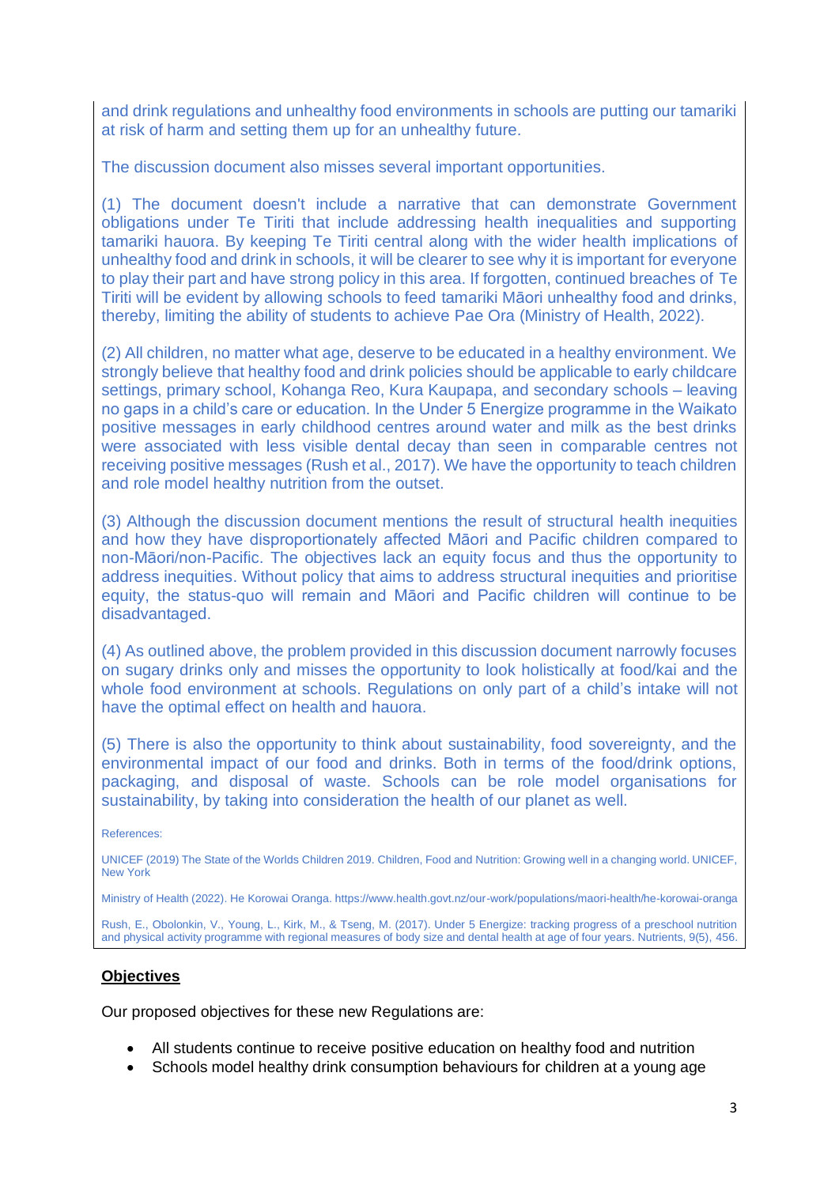and drink regulations and unhealthy food environments in schools are putting our tamariki at risk of harm and setting them up for an unhealthy future.

The discussion document also misses several important opportunities.

(1) The document doesn't include a narrative that can demonstrate Government obligations under Te Tiriti that include addressing health inequalities and supporting tamariki hauora. By keeping Te Tiriti central along with the wider health implications of unhealthy food and drink in schools, it will be clearer to see why it is important for everyone to play their part and have strong policy in this area. If forgotten, continued breaches of Te Tiriti will be evident by allowing schools to feed tamariki Māori unhealthy food and drinks, thereby, limiting the ability of students to achieve Pae Ora (Ministry of Health, 2022).

(2) All children, no matter what age, deserve to be educated in a healthy environment. We strongly believe that healthy food and drink policies should be applicable to early childcare settings, primary school, Kohanga Reo, Kura Kaupapa, and secondary schools – leaving no gaps in a child's care or education. In the Under 5 Energize programme in the Waikato positive messages in early childhood centres around water and milk as the best drinks were associated with less visible dental decay than seen in comparable centres not receiving positive messages (Rush et al., 2017). We have the opportunity to teach children and role model healthy nutrition from the outset.

(3) Although the discussion document mentions the result of structural health inequities and how they have disproportionately affected Māori and Pacific children compared to non-Māori/non-Pacific. The objectives lack an equity focus and thus the opportunity to address inequities. Without policy that aims to address structural inequities and prioritise equity, the status-quo will remain and Māori and Pacific children will continue to be disadvantaged.

(4) As outlined above, the problem provided in this discussion document narrowly focuses on sugary drinks only and misses the opportunity to look holistically at food/kai and the whole food environment at schools. Regulations on only part of a child's intake will not have the optimal effect on health and hauora.

(5) There is also the opportunity to think about sustainability, food sovereignty, and the environmental impact of our food and drinks. Both in terms of the food/drink options, packaging, and disposal of waste. Schools can be role model organisations for sustainability, by taking into consideration the health of our planet as well.

References:

UNICEF (2019) The State of the Worlds Children 2019. Children, Food and Nutrition: Growing well in a changing world. UNICEF, New York

Ministry of Health (2022). He Korowai Oranga. https://www.health.govt.nz/our-work/populations/maori-health/he-korowai-oranga

Rush, E., Obolonkin, V., Young, L., Kirk, M., & Tseng, M. (2017). Under 5 Energize: tracking progress of a preschool nutrition and physical activity programme with regional measures of body size and dental health at age of four years. Nutrients, 9(5), 456.

## Objectives

Our proposed objectives for these new Regulations are:

- All students continue to receive positive education on healthy food and nutrition
- Schools model healthy drink consumption behaviours for children at a young age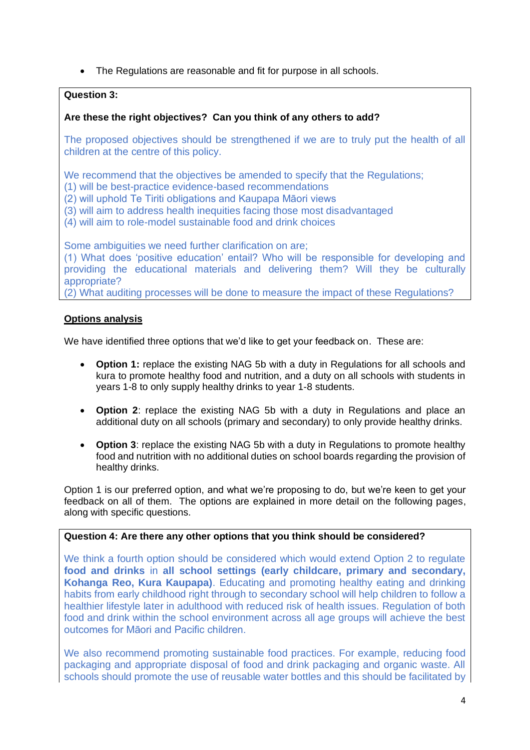- The Regulations are reasonable and fit for purpose in all schools.

**Question 3:**

**Are these the right objectives? Can you think of any others to add?**

The proposed objectives should be strengthened if we are to truly put the health of all children at the centre of this policy.

We recommend that the objectives be amended to specify that the Regulations;
(1) will be best-practice evidence-based recommendations
(2) will uphold Te Tiriti obligations and Kaupapa Māori views
(3) will aim to address health inequities facing those most disadvantaged
(4) will aim to role-model sustainable food and drink choices

Some ambiguities we need further clarification on are;
(1) What does 'positive education' entail? Who will be responsible for developing and providing the educational materials and delivering them? Will they be culturally appropriate?
(2) What auditing processes will be done to measure the impact of these Regulations?

## Options analysis

We have identified three options that we'd like to get your feedback on. These are:

- **Option 1:** replace the existing NAG 5b with a duty in Regulations for all schools and kura to promote healthy food and nutrition, and a duty on all schools with students in years 1-8 to only supply healthy drinks to year 1-8 students.
- **Option 2**: replace the existing NAG 5b with a duty in Regulations and place an additional duty on all schools (primary and secondary) to only provide healthy drinks.
- **Option 3**: replace the existing NAG 5b with a duty in Regulations to promote healthy food and nutrition with no additional duties on school boards regarding the provision of healthy drinks.

Option 1 is our preferred option, and what we're proposing to do, but we're keen to get your feedback on all of them. The options are explained in more detail on the following pages, along with specific questions.

**Question 4: Are there any other options that you think should be considered?**

We think a fourth option should be considered which would extend Option 2 to regulate **food and drinks** in **all school settings (early childcare, primary and secondary, Kohanga Reo, Kura Kaupapa)**. Educating and promoting healthy eating and drinking habits from early childhood right through to secondary school will help children to follow a healthier lifestyle later in adulthood with reduced risk of health issues. Regulation of both food and drink within the school environment across all age groups will achieve the best outcomes for Māori and Pacific children.

We also recommend promoting sustainable food practices. For example, reducing food packaging and appropriate disposal of food and drink packaging and organic waste. All schools should promote the use of reusable water bottles and this should be facilitated by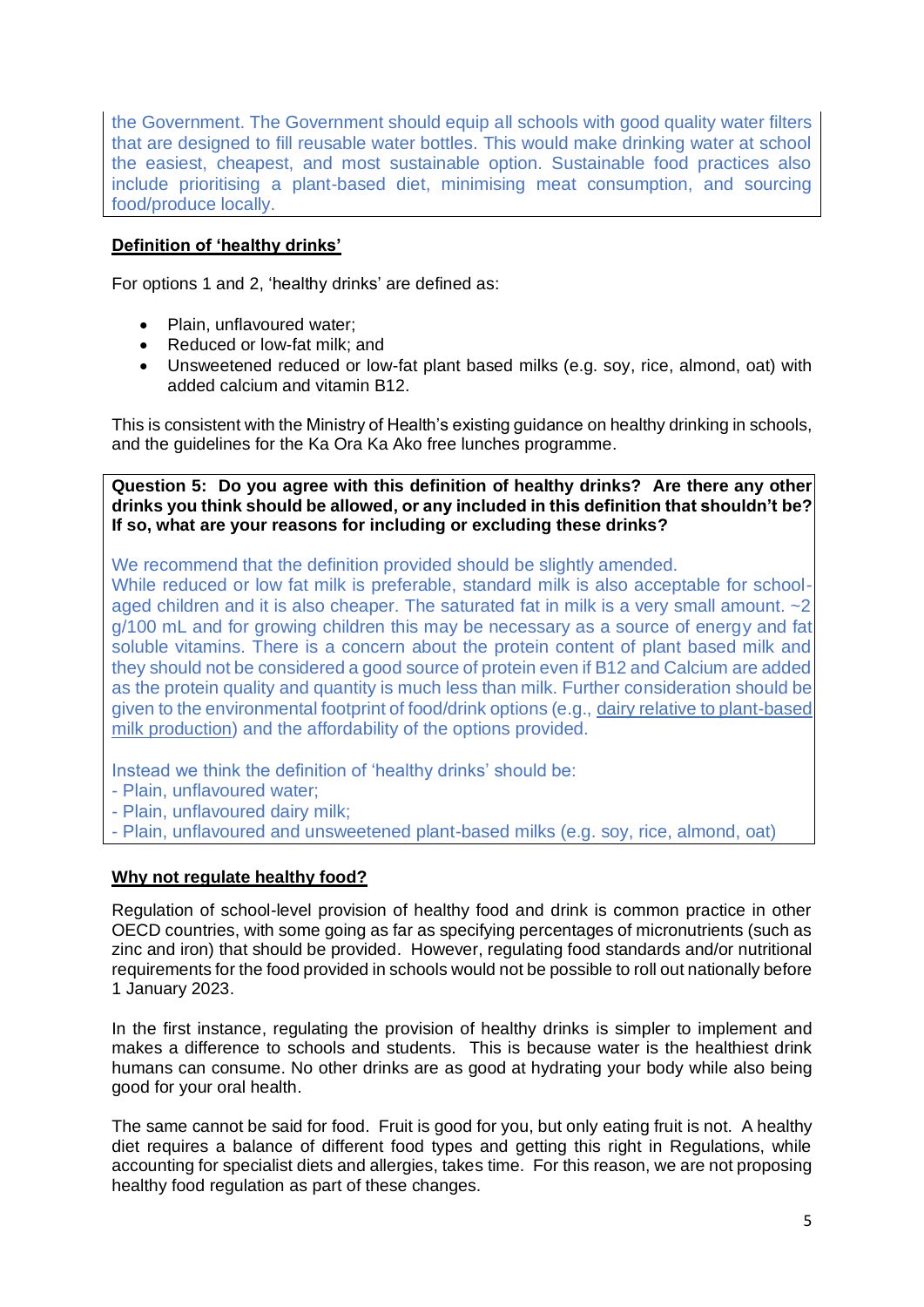the Government. The Government should equip all schools with good quality water filters that are designed to fill reusable water bottles. This would make drinking water at school the easiest, cheapest, and most sustainable option. Sustainable food practices also include prioritising a plant-based diet, minimising meat consumption, and sourcing food/produce locally.

**Definition of 'healthy drinks'**

For options 1 and 2, 'healthy drinks' are defined as:

- Plain, unflavoured water;
- Reduced or low-fat milk; and
- Unsweetened reduced or low-fat plant based milks (e.g. soy, rice, almond, oat) with added calcium and vitamin B12.

This is consistent with the Ministry of Health's existing guidance on healthy drinking in schools, and the guidelines for the Ka Ora Ka Ako free lunches programme.

**Question 5: Do you agree with this definition of healthy drinks? Are there any other drinks you think should be allowed, or any included in this definition that shouldn't be? If so, what are your reasons for including or excluding these drinks?**

We recommend that the definition provided should be slightly amended.
While reduced or low fat milk is preferable, standard milk is also acceptable for school-aged children and it is also cheaper. The saturated fat in milk is a very small amount. ~2 g/100 mL and for growing children this may be necessary as a source of energy and fat soluble vitamins. There is a concern about the protein content of plant based milk and they should not be considered a good source of protein even if B12 and Calcium are added as the protein quality and quantity is much less than milk. Further consideration should be given to the environmental footprint of food/drink options (e.g., dairy relative to plant-based milk production) and the affordability of the options provided.

Instead we think the definition of 'healthy drinks' should be:
- Plain, unflavoured water;
- Plain, unflavoured dairy milk;
- Plain, unflavoured and unsweetened plant-based milks (e.g. soy, rice, almond, oat)

**Why not regulate healthy food?**

Regulation of school-level provision of healthy food and drink is common practice in other OECD countries, with some going as far as specifying percentages of micronutrients (such as zinc and iron) that should be provided. However, regulating food standards and/or nutritional requirements for the food provided in schools would not be possible to roll out nationally before 1 January 2023.

In the first instance, regulating the provision of healthy drinks is simpler to implement and makes a difference to schools and students. This is because water is the healthiest drink humans can consume. No other drinks are as good at hydrating your body while also being good for your oral health.

The same cannot be said for food. Fruit is good for you, but only eating fruit is not. A healthy diet requires a balance of different food types and getting this right in Regulations, while accounting for specialist diets and allergies, takes time. For this reason, we are not proposing healthy food regulation as part of these changes.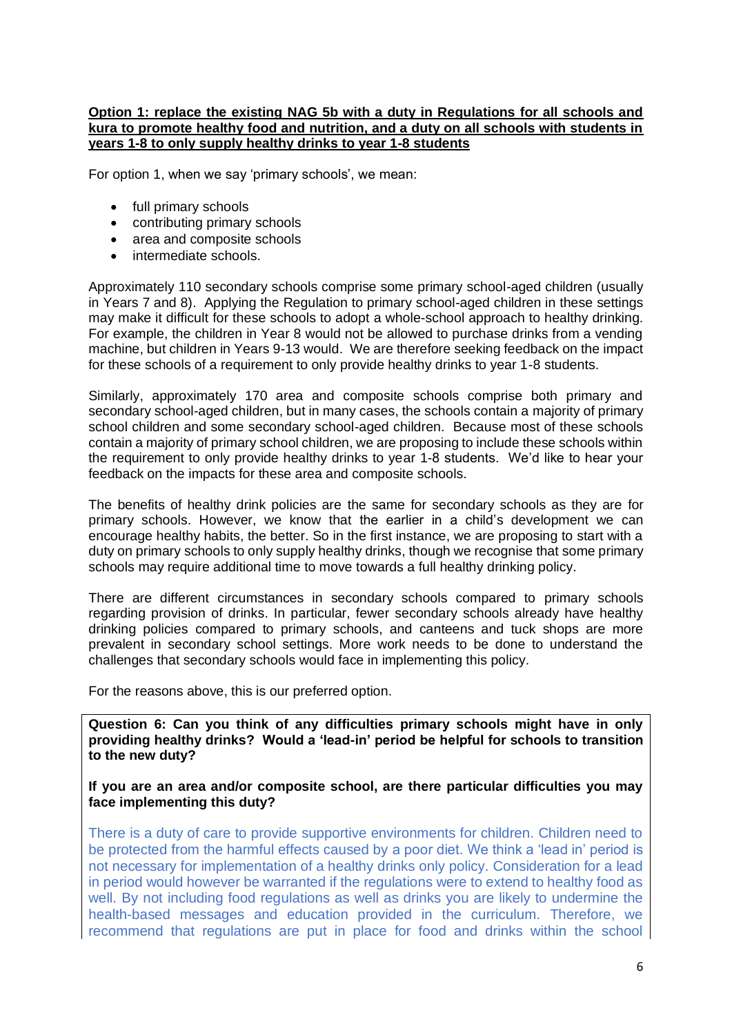**Option 1: replace the existing NAG 5b with a duty in Regulations for all schools and kura to promote healthy food and nutrition, and a duty on all schools with students in years 1-8 to only supply healthy drinks to year 1-8 students**

For option 1, when we say 'primary schools', we mean:

- full primary schools
- contributing primary schools
- area and composite schools
- intermediate schools.

Approximately 110 secondary schools comprise some primary school-aged children (usually in Years 7 and 8). Applying the Regulation to primary school-aged children in these settings may make it difficult for these schools to adopt a whole-school approach to healthy drinking. For example, the children in Year 8 would not be allowed to purchase drinks from a vending machine, but children in Years 9-13 would. We are therefore seeking feedback on the impact for these schools of a requirement to only provide healthy drinks to year 1-8 students.

Similarly, approximately 170 area and composite schools comprise both primary and secondary school-aged children, but in many cases, the schools contain a majority of primary school children and some secondary school-aged children. Because most of these schools contain a majority of primary school children, we are proposing to include these schools within the requirement to only provide healthy drinks to year 1-8 students. We'd like to hear your feedback on the impacts for these area and composite schools.

The benefits of healthy drink policies are the same for secondary schools as they are for primary schools. However, we know that the earlier in a child's development we can encourage healthy habits, the better. So in the first instance, we are proposing to start with a duty on primary schools to only supply healthy drinks, though we recognise that some primary schools may require additional time to move towards a full healthy drinking policy.

There are different circumstances in secondary schools compared to primary schools regarding provision of drinks. In particular, fewer secondary schools already have healthy drinking policies compared to primary schools, and canteens and tuck shops are more prevalent in secondary school settings. More work needs to be done to understand the challenges that secondary schools would face in implementing this policy.

For the reasons above, this is our preferred option.

**Question 6: Can you think of any difficulties primary schools might have in only providing healthy drinks? Would a 'lead-in' period be helpful for schools to transition to the new duty?**

**If you are an area and/or composite school, are there particular difficulties you may face implementing this duty?**

There is a duty of care to provide supportive environments for children. Children need to be protected from the harmful effects caused by a poor diet. We think a 'lead in' period is not necessary for implementation of a healthy drinks only policy. Consideration for a lead in period would however be warranted if the regulations were to extend to healthy food as well. By not including food regulations as well as drinks you are likely to undermine the health-based messages and education provided in the curriculum. Therefore, we recommend that regulations are put in place for food and drinks within the school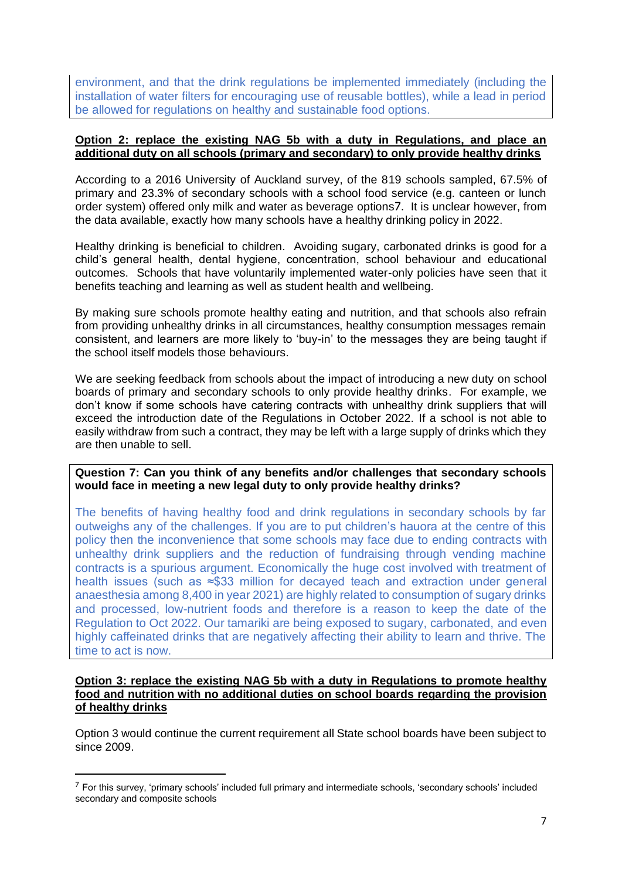environment, and that the drink regulations be implemented immediately (including the installation of water filters for encouraging use of reusable bottles), while a lead in period be allowed for regulations on healthy and sustainable food options.

**Option 2: replace the existing NAG 5b with a duty in Regulations, and place an additional duty on all schools (primary and secondary) to only provide healthy drinks**

According to a 2016 University of Auckland survey, of the 819 schools sampled, 67.5% of primary and 23.3% of secondary schools with a school food service (e.g. canteen or lunch order system) offered only milk and water as beverage options[7]. It is unclear however, from the data available, exactly how many schools have a healthy drinking policy in 2022.

Healthy drinking is beneficial to children. Avoiding sugary, carbonated drinks is good for a child's general health, dental hygiene, concentration, school behaviour and educational outcomes. Schools that have voluntarily implemented water-only policies have seen that it benefits teaching and learning as well as student health and wellbeing.

By making sure schools promote healthy eating and nutrition, and that schools also refrain from providing unhealthy drinks in all circumstances, healthy consumption messages remain consistent, and learners are more likely to 'buy-in' to the messages they are being taught if the school itself models those behaviours.

We are seeking feedback from schools about the impact of introducing a new duty on school boards of primary and secondary schools to only provide healthy drinks. For example, we don't know if some schools have catering contracts with unhealthy drink suppliers that will exceed the introduction date of the Regulations in October 2022. If a school is not able to easily withdraw from such a contract, they may be left with a large supply of drinks which they are then unable to sell.

**Question 7: Can you think of any benefits and/or challenges that secondary schools would face in meeting a new legal duty to only provide healthy drinks?**

The benefits of having healthy food and drink regulations in secondary schools by far outweighs any of the challenges. If you are to put children's hauora at the centre of this policy then the inconvenience that some schools may face due to ending contracts with unhealthy drink suppliers and the reduction of fundraising through vending machine contracts is a spurious argument. Economically the huge cost involved with treatment of health issues (such as ≈$33 million for decayed teach and extraction under general anaesthesia among 8,400 in year 2021) are highly related to consumption of sugary drinks and processed, low-nutrient foods and therefore is a reason to keep the date of the Regulation to Oct 2022. Our tamariki are being exposed to sugary, carbonated, and even highly caffeinated drinks that are negatively affecting their ability to learn and thrive. The time to act is now.

**Option 3: replace the existing NAG 5b with a duty in Regulations to promote healthy food and nutrition with no additional duties on school boards regarding the provision of healthy drinks**

Option 3 would continue the current requirement all State school boards have been subject to since 2009.

[7] For this survey, 'primary schools' included full primary and intermediate schools, 'secondary schools' included secondary and composite schools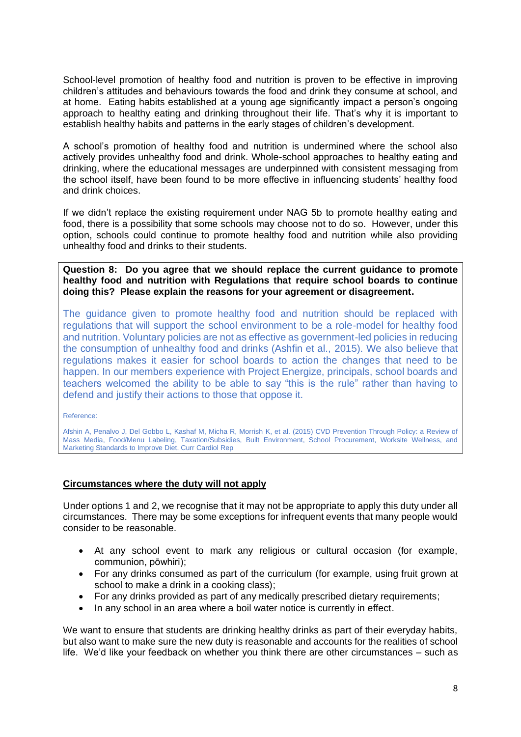School-level promotion of healthy food and nutrition is proven to be effective in improving children's attitudes and behaviours towards the food and drink they consume at school, and at home. Eating habits established at a young age significantly impact a person's ongoing approach to healthy eating and drinking throughout their life. That's why it is important to establish healthy habits and patterns in the early stages of children's development.

A school's promotion of healthy food and nutrition is undermined where the school also actively provides unhealthy food and drink. Whole-school approaches to healthy eating and drinking, where the educational messages are underpinned with consistent messaging from the school itself, have been found to be more effective in influencing students' healthy food and drink choices.

If we didn't replace the existing requirement under NAG 5b to promote healthy eating and food, there is a possibility that some schools may choose not to do so. However, under this option, schools could continue to promote healthy food and nutrition while also providing unhealthy food and drinks to their students.

**Question 8: Do you agree that we should replace the current guidance to promote healthy food and nutrition with Regulations that require school boards to continue doing this? Please explain the reasons for your agreement or disagreement.**

The guidance given to promote healthy food and nutrition should be replaced with regulations that will support the school environment to be a role-model for healthy food and nutrition. Voluntary policies are not as effective as government-led policies in reducing the consumption of unhealthy food and drinks (Ashfin et al., 2015). We also believe that regulations makes it easier for school boards to action the changes that need to be happen. In our members experience with Project Energize, principals, school boards and teachers welcomed the ability to be able to say "this is the rule" rather than having to defend and justify their actions to those that oppose it.

Reference:

Afshin A, Penalvo J, Del Gobbo L, Kashaf M, Micha R, Morrish K, et al. (2015) CVD Prevention Through Policy: a Review of Mass Media, Food/Menu Labeling, Taxation/Subsidies, Built Environment, School Procurement, Worksite Wellness, and Marketing Standards to Improve Diet. Curr Cardiol Rep

**Circumstances where the duty will not apply**

Under options 1 and 2, we recognise that it may not be appropriate to apply this duty under all circumstances. There may be some exceptions for infrequent events that many people would consider to be reasonable.

- At any school event to mark any religious or cultural occasion (for example, communion, pōwhiri);
- For any drinks consumed as part of the curriculum (for example, using fruit grown at school to make a drink in a cooking class);
- For any drinks provided as part of any medically prescribed dietary requirements;
- In any school in an area where a boil water notice is currently in effect.

We want to ensure that students are drinking healthy drinks as part of their everyday habits, but also want to make sure the new duty is reasonable and accounts for the realities of school life. We'd like your feedback on whether you think there are other circumstances – such as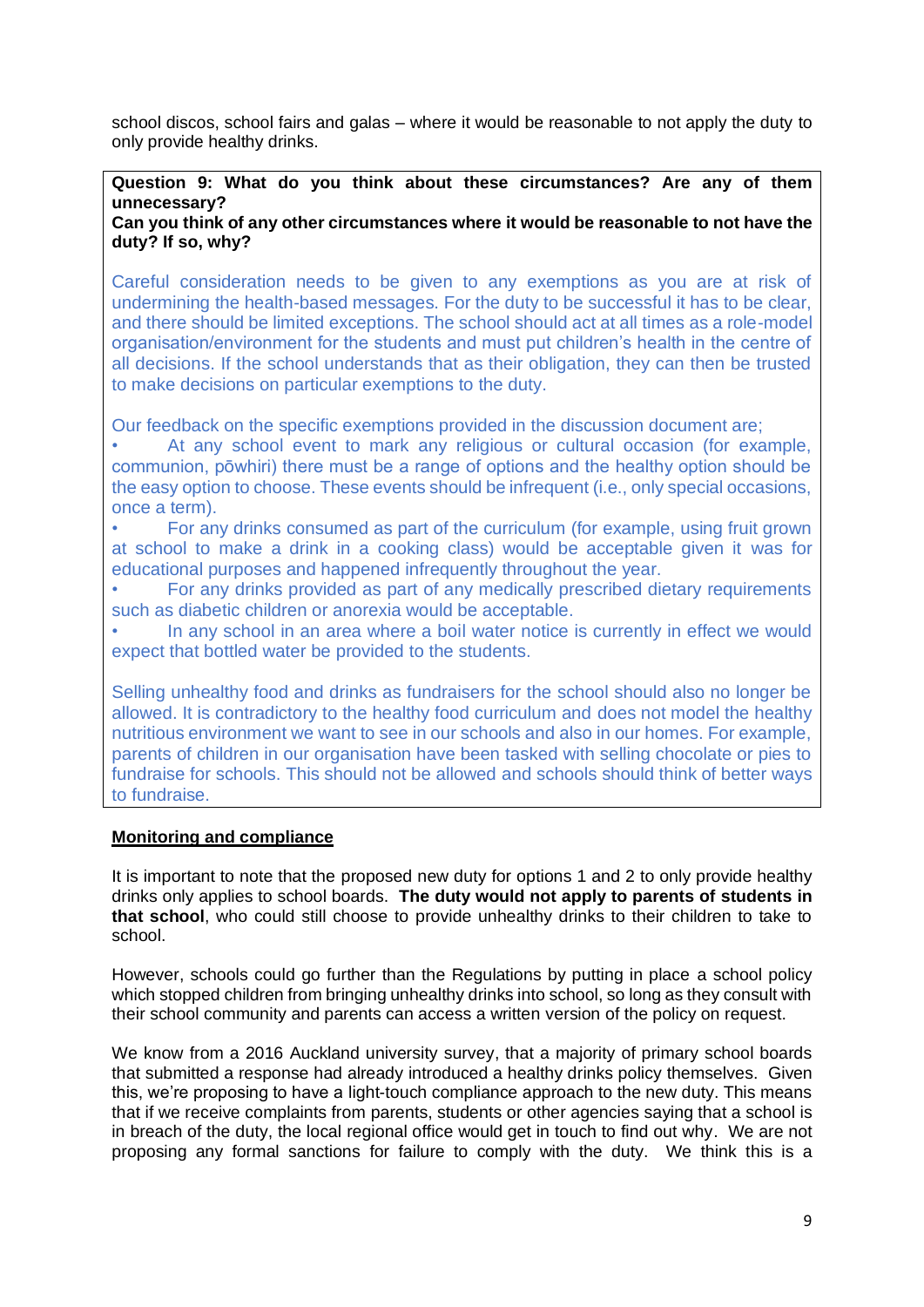school discos, school fairs and galas – where it would be reasonable to not apply the duty to only provide healthy drinks.

**Question 9: What do you think about these circumstances? Are any of them unnecessary?**
**Can you think of any other circumstances where it would be reasonable to not have the duty? If so, why?**

Careful consideration needs to be given to any exemptions as you are at risk of undermining the health-based messages. For the duty to be successful it has to be clear, and there should be limited exceptions. The school should act at all times as a role-model organisation/environment for the students and must put children's health in the centre of all decisions. If the school understands that as their obligation, they can then be trusted to make decisions on particular exemptions to the duty.

Our feedback on the specific exemptions provided in the discussion document are;

- At any school event to mark any religious or cultural occasion (for example, communion, pōwhiri) there must be a range of options and the healthy option should be the easy option to choose. These events should be infrequent (i.e., only special occasions, once a term).
- For any drinks consumed as part of the curriculum (for example, using fruit grown at school to make a drink in a cooking class) would be acceptable given it was for educational purposes and happened infrequently throughout the year.
- For any drinks provided as part of any medically prescribed dietary requirements such as diabetic children or anorexia would be acceptable.
- In any school in an area where a boil water notice is currently in effect we would expect that bottled water be provided to the students.

Selling unhealthy food and drinks as fundraisers for the school should also no longer be allowed. It is contradictory to the healthy food curriculum and does not model the healthy nutritious environment we want to see in our schools and also in our homes. For example, parents of children in our organisation have been tasked with selling chocolate or pies to fundraise for schools. This should not be allowed and schools should think of better ways to fundraise.

## Monitoring and compliance

It is important to note that the proposed new duty for options 1 and 2 to only provide healthy drinks only applies to school boards. **The duty would not apply to parents of students in that school**, who could still choose to provide unhealthy drinks to their children to take to school.

However, schools could go further than the Regulations by putting in place a school policy which stopped children from bringing unhealthy drinks into school, so long as they consult with their school community and parents can access a written version of the policy on request.

We know from a 2016 Auckland university survey, that a majority of primary school boards that submitted a response had already introduced a healthy drinks policy themselves. Given this, we're proposing to have a light-touch compliance approach to the new duty. This means that if we receive complaints from parents, students or other agencies saying that a school is in breach of the duty, the local regional office would get in touch to find out why. We are not proposing any formal sanctions for failure to comply with the duty. We think this is a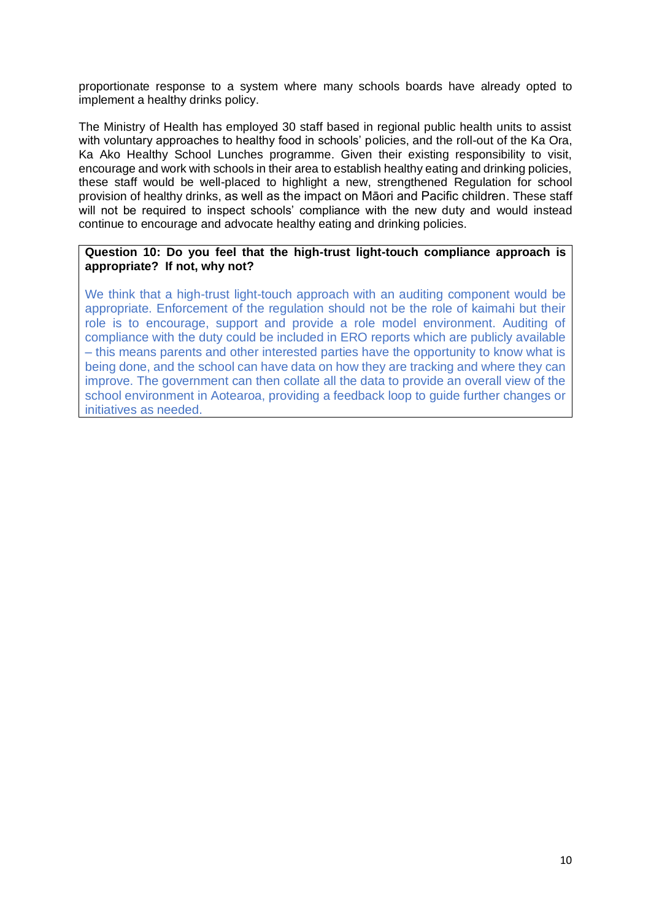proportionate response to a system where many schools boards have already opted to implement a healthy drinks policy.

The Ministry of Health has employed 30 staff based in regional public health units to assist with voluntary approaches to healthy food in schools' policies, and the roll-out of the Ka Ora, Ka Ako Healthy School Lunches programme. Given their existing responsibility to visit, encourage and work with schools in their area to establish healthy eating and drinking policies, these staff would be well-placed to highlight a new, strengthened Regulation for school provision of healthy drinks, as well as the impact on Māori and Pacific children. These staff will not be required to inspect schools' compliance with the new duty and would instead continue to encourage and advocate healthy eating and drinking policies.

**Question 10: Do you feel that the high-trust light-touch compliance approach is appropriate? If not, why not?**

We think that a high-trust light-touch approach with an auditing component would be appropriate. Enforcement of the regulation should not be the role of kaimahi but their role is to encourage, support and provide a role model environment. Auditing of compliance with the duty could be included in ERO reports which are publicly available – this means parents and other interested parties have the opportunity to know what is being done, and the school can have data on how they are tracking and where they can improve. The government can then collate all the data to provide an overall view of the school environment in Aotearoa, providing a feedback loop to guide further changes or initiatives as needed.